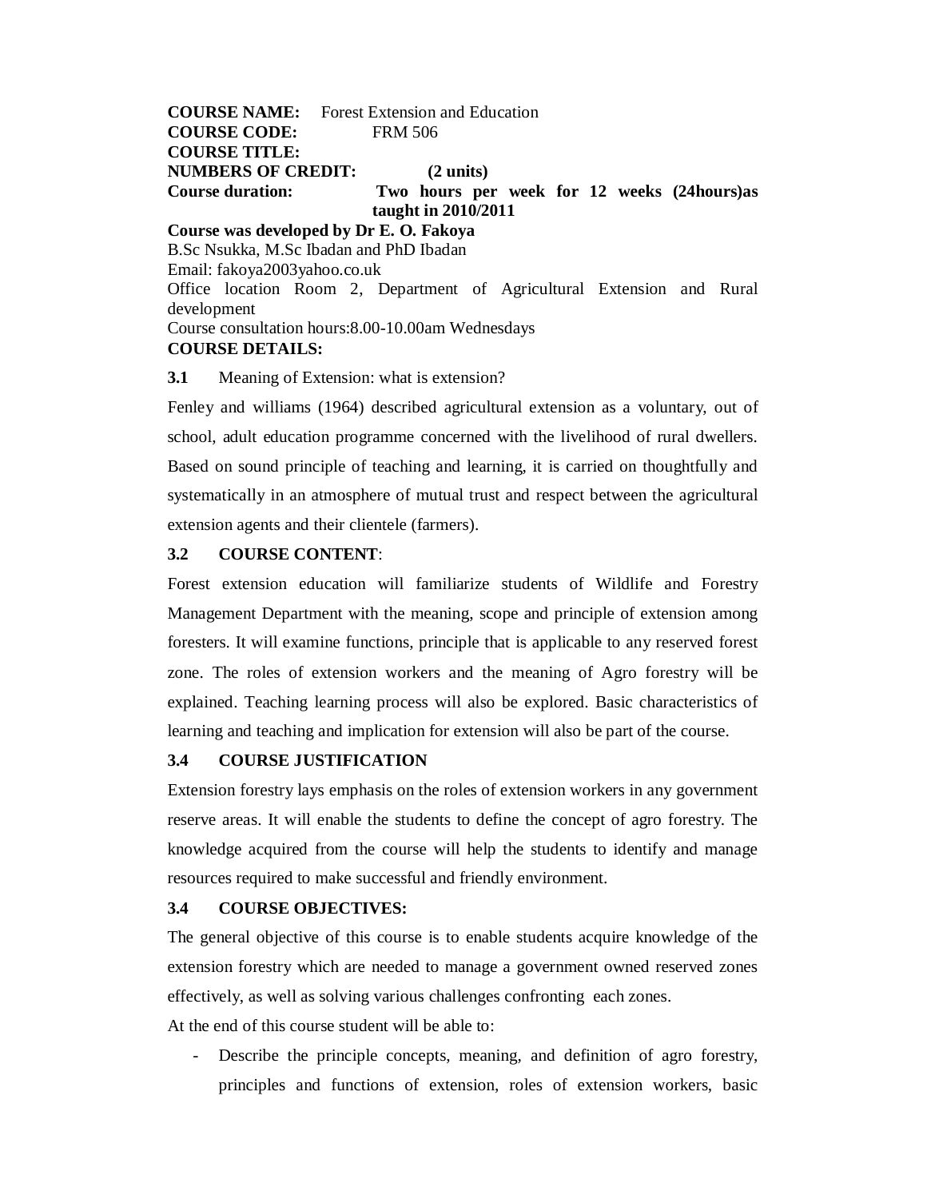**COURSE NAME:** Forest Extension and Education
**COURSE CODE:** FRM 506
**COURSE TITLE:**
**NUMBERS OF CREDIT:** **(2 units)**
**Course duration:** **Two hours per week for 12 weeks (24hours)as taught in 2010/2011**

**Course was developed by Dr E. O. Fakoya**
B.Sc Nsukka, M.Sc Ibadan and PhD Ibadan
Email: fakoya2003yahoo.co.uk
Office location Room 2, Department of Agricultural Extension and Rural development
Course consultation hours:8.00-10.00am Wednesdays

**COURSE DETAILS:**

**3.1** Meaning of Extension: what is extension?

Fenley and williams (1964) described agricultural extension as a voluntary, out of school, adult education programme concerned with the livelihood of rural dwellers. Based on sound principle of teaching and learning, it is carried on thoughtfully and systematically in an atmosphere of mutual trust and respect between the agricultural extension agents and their clientele (farmers).

**3.2 COURSE CONTENT**:

Forest extension education will familiarize students of Wildlife and Forestry Management Department with the meaning, scope and principle of extension among foresters. It will examine functions, principle that is applicable to any reserved forest zone. The roles of extension workers and the meaning of Agro forestry will be explained. Teaching learning process will also be explored. Basic characteristics of learning and teaching and implication for extension will also be part of the course.

**3.4 COURSE JUSTIFICATION**

Extension forestry lays emphasis on the roles of extension workers in any government reserve areas. It will enable the students to define the concept of agro forestry. The knowledge acquired from the course will help the students to identify and manage resources required to make successful and friendly environment.

**3.4 COURSE OBJECTIVES:**

The general objective of this course is to enable students acquire knowledge of the extension forestry which are needed to manage a government owned reserved zones effectively, as well as solving various challenges confronting each zones.

At the end of this course student will be able to:

- Describe the principle concepts, meaning, and definition of agro forestry, principles and functions of extension, roles of extension workers, basic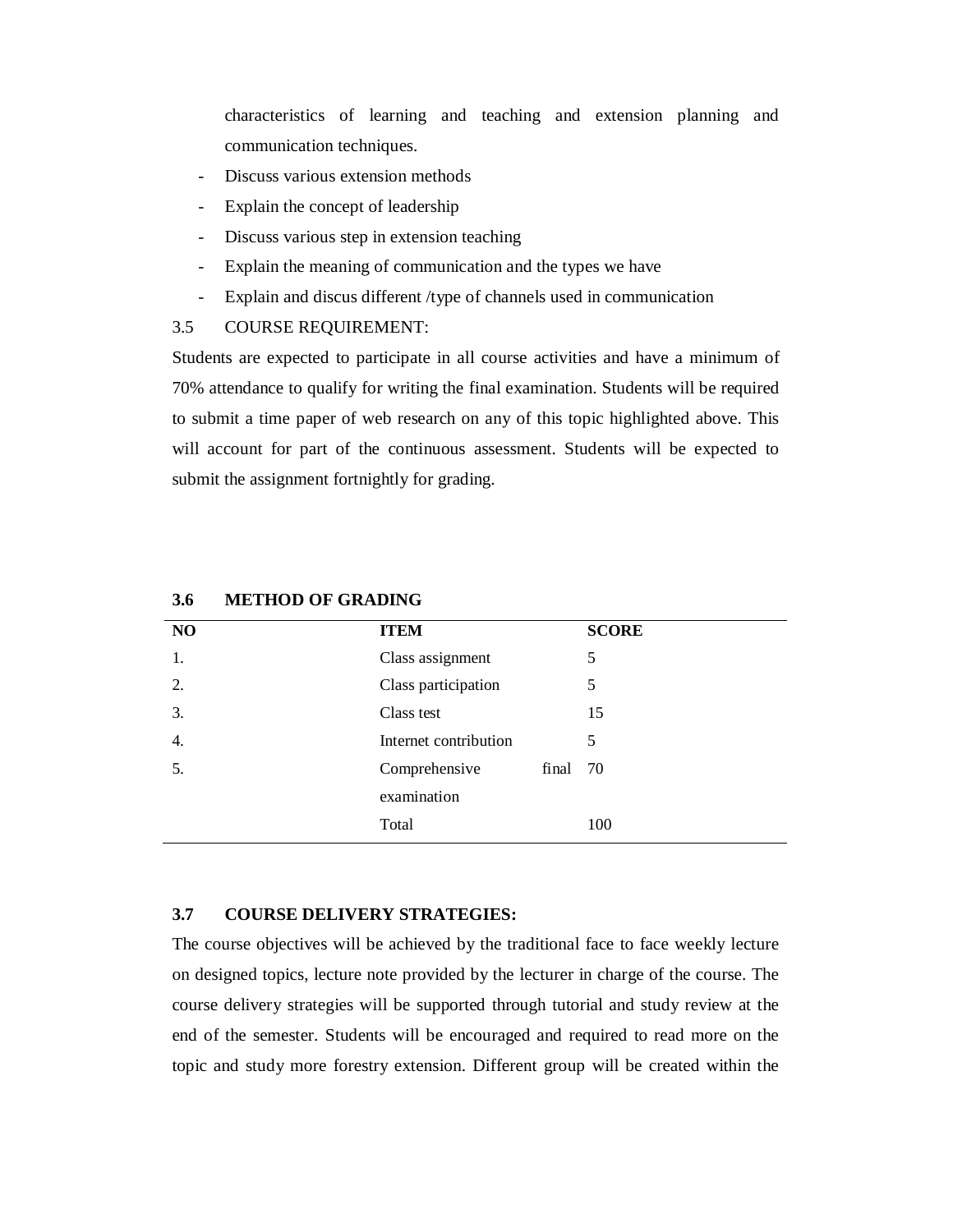characteristics of learning and teaching and extension planning and communication techniques.

- Discuss various extension methods
- Explain the concept of leadership
- Discuss various step in extension teaching
- Explain the meaning of communication and the types we have
- Explain and discus different /type of channels used in communication

3.5 COURSE REQUIREMENT:

Students are expected to participate in all course activities and have a minimum of 70% attendance to qualify for writing the final examination. Students will be required to submit a time paper of web research on any of this topic highlighted above. This will account for part of the continuous assessment. Students will be expected to submit the assignment fortnightly for grading.

### 3.6 METHOD OF GRADING

| NO | ITEM | SCORE |
|---|---|---|
| 1. | Class assignment | 5 |
| 2. | Class participation | 5 |
| 3. | Class test | 15 |
| 4. | Internet contribution | 5 |
| 5. | Comprehensive final examination | 70 |
| | Total | 100 |

### 3.7 COURSE DELIVERY STRATEGIES:

The course objectives will be achieved by the traditional face to face weekly lecture on designed topics, lecture note provided by the lecturer in charge of the course. The course delivery strategies will be supported through tutorial and study review at the end of the semester. Students will be encouraged and required to read more on the topic and study more forestry extension. Different group will be created within the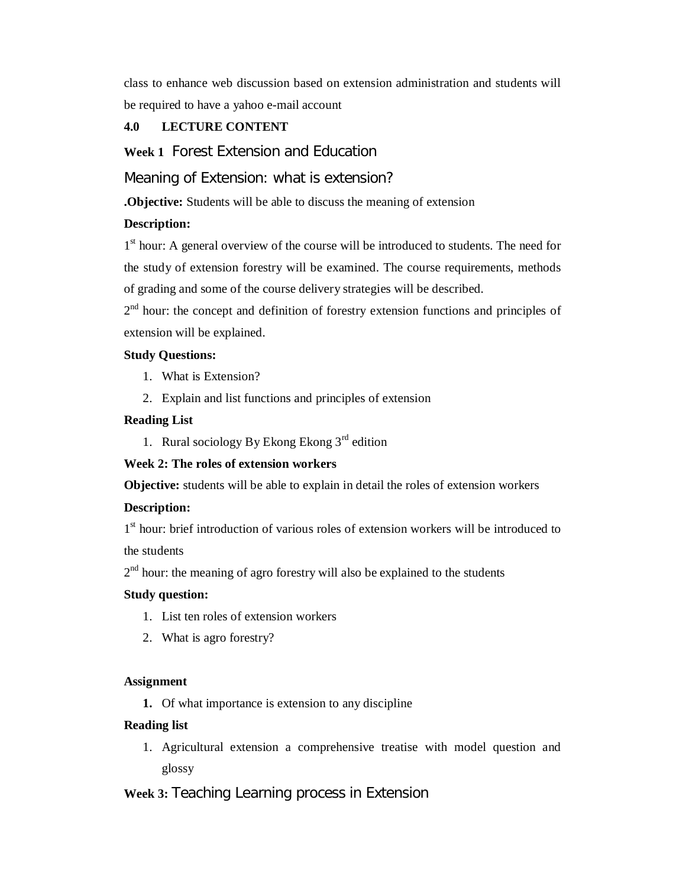class to enhance web discussion based on extension administration and students will be required to have a yahoo e-mail account

## 4.0 LECTURE CONTENT

### Week 1 Forest Extension and Education

### Meaning of Extension: what is extension?

**.Objective:** Students will be able to discuss the meaning of extension

**Description:**

1st hour: A general overview of the course will be introduced to students. The need for the study of extension forestry will be examined. The course requirements, methods of grading and some of the course delivery strategies will be described.

2nd hour: the concept and definition of forestry extension functions and principles of extension will be explained.

**Study Questions:**

1. What is Extension?
2. Explain and list functions and principles of extension

**Reading List**

1. Rural sociology By Ekong Ekong 3rd edition

### Week 2: The roles of extension workers

**Objective:** students will be able to explain in detail the roles of extension workers

**Description:**

1st hour: brief introduction of various roles of extension workers will be introduced to the students

2nd hour: the meaning of agro forestry will also be explained to the students

**Study question:**

1. List ten roles of extension workers
2. What is agro forestry?

**Assignment**

1. Of what importance is extension to any discipline

**Reading list**

1. Agricultural extension a comprehensive treatise with model question and glossy

### Week 3: Teaching Learning process in Extension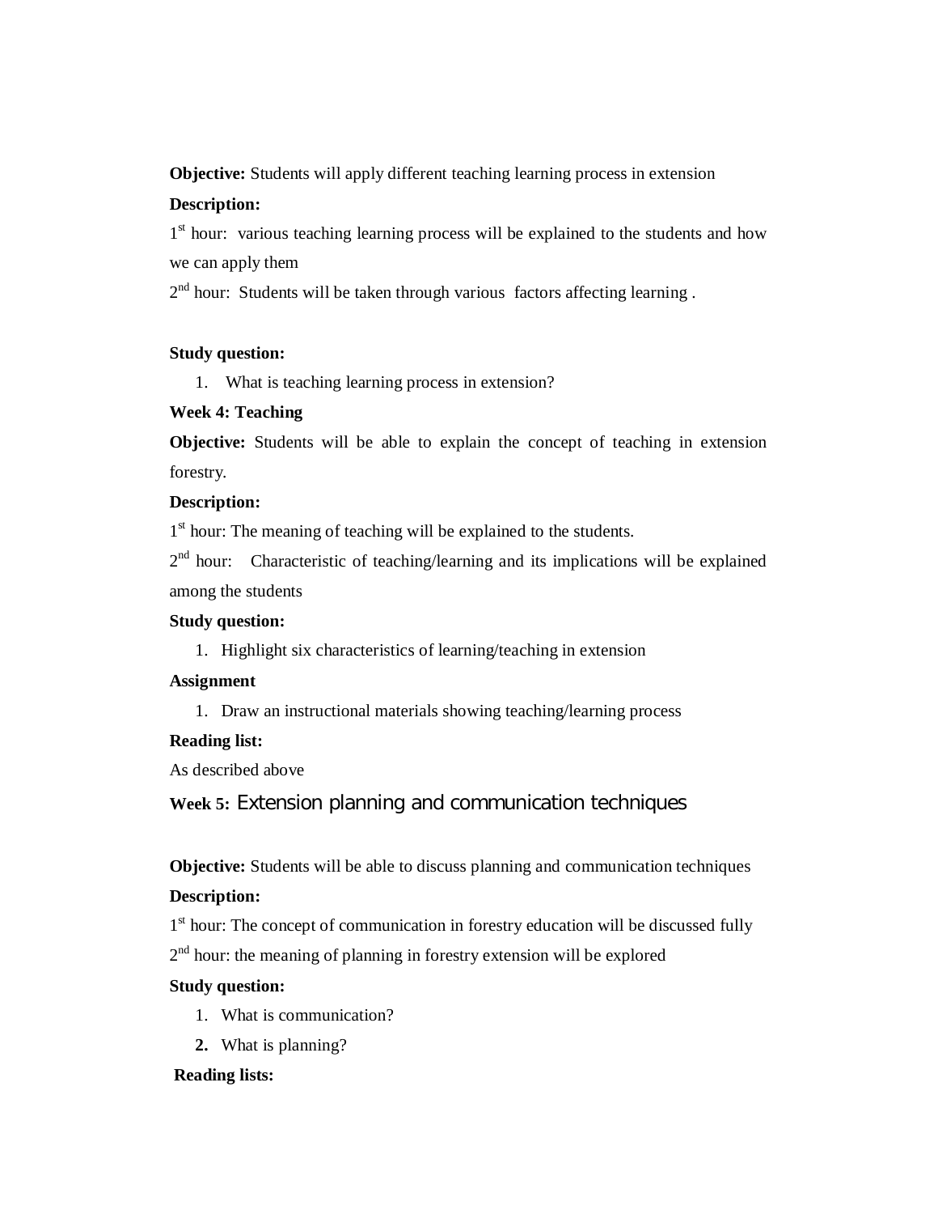**Objective:** Students will apply different teaching learning process in extension

**Description:**

1st hour: various teaching learning process will be explained to the students and how we can apply them

2nd hour: Students will be taken through various factors affecting learning .

**Study question:**

1. What is teaching learning process in extension?

**Week 4: Teaching**

**Objective:** Students will be able to explain the concept of teaching in extension forestry.

**Description:**

1st hour: The meaning of teaching will be explained to the students.

2nd hour: Characteristic of teaching/learning and its implications will be explained among the students

**Study question:**

1. Highlight six characteristics of learning/teaching in extension

**Assignment**

1. Draw an instructional materials showing teaching/learning process

**Reading list:**

As described above

**Week 5:** Extension planning and communication techniques

**Objective:** Students will be able to discuss planning and communication techniques

**Description:**

1st hour: The concept of communication in forestry education will be discussed fully

2nd hour: the meaning of planning in forestry extension will be explored

**Study question:**

1. What is communication?
2. What is planning?

**Reading lists:**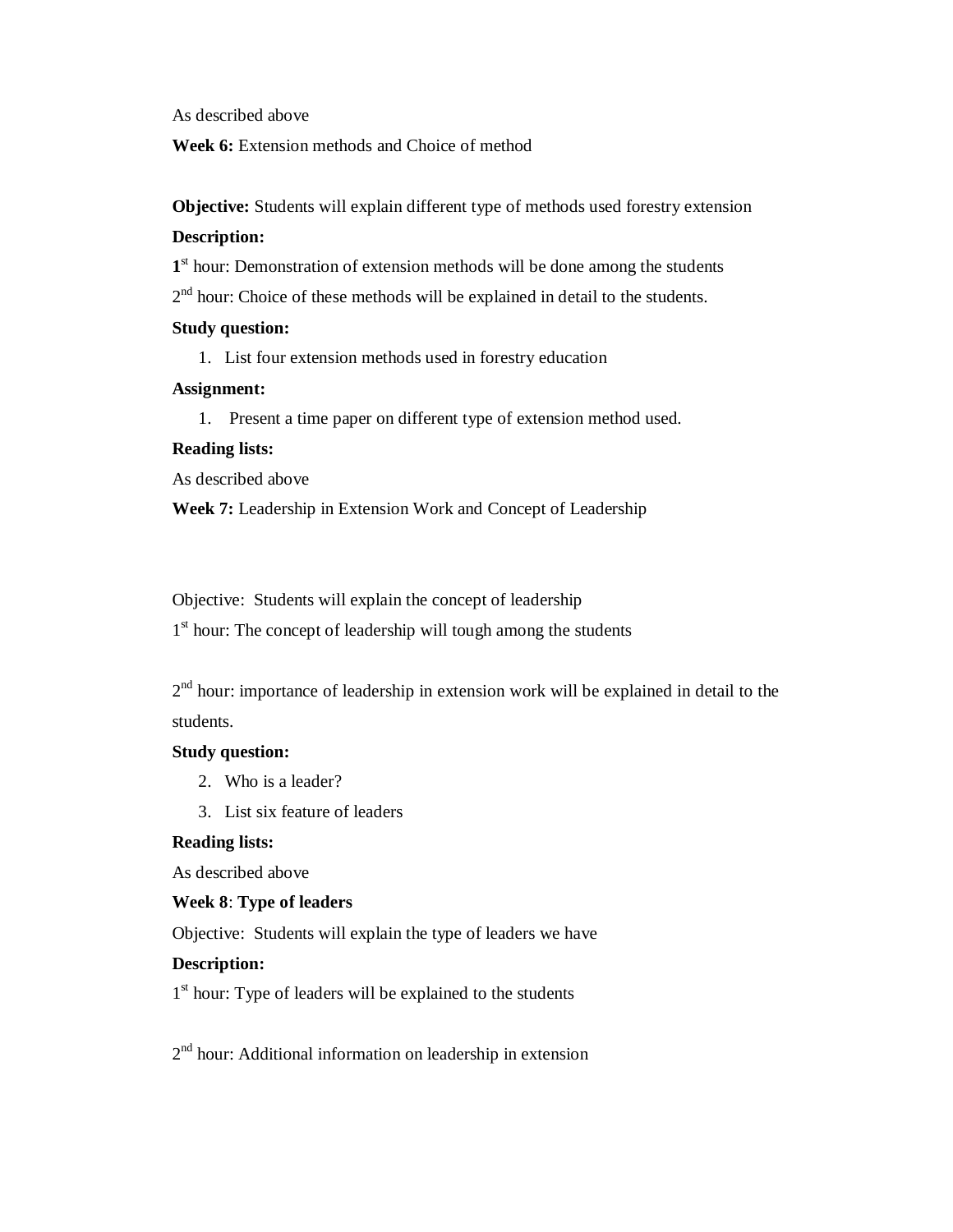As described above

**Week 6:** Extension methods and Choice of method

**Objective:** Students will explain different type of methods used forestry extension

**Description:**

**1st** hour: Demonstration of extension methods will be done among the students

2nd hour: Choice of these methods will be explained in detail to the students.

**Study question:**

1. List four extension methods used in forestry education

**Assignment:**

1. Present a time paper on different type of extension method used.

**Reading lists:**

As described above

**Week 7:** Leadership in Extension Work and Concept of Leadership

Objective: Students will explain the concept of leadership

1st hour: The concept of leadership will tough among the students

2nd hour: importance of leadership in extension work will be explained in detail to the students.

**Study question:**

2. Who is a leader?
3. List six feature of leaders

**Reading lists:**

As described above

**Week 8**: **Type of leaders**

Objective: Students will explain the type of leaders we have

**Description:**

1st hour: Type of leaders will be explained to the students

2nd hour: Additional information on leadership in extension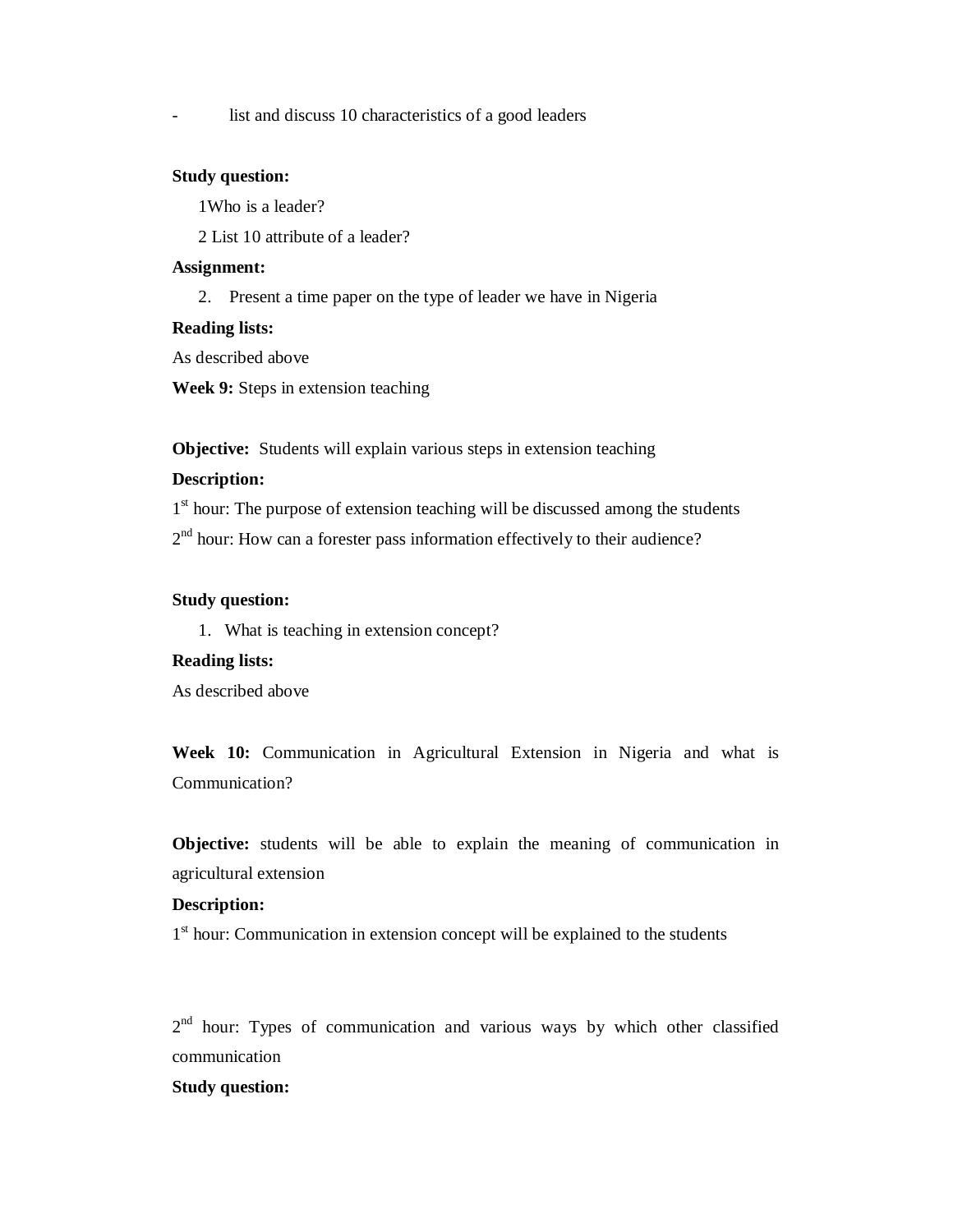- list and discuss 10 characteristics of a good leaders

**Study question:**

1Who is a leader?

2 List 10 attribute of a leader?

**Assignment:**

2. Present a time paper on the type of leader we have in Nigeria

**Reading lists:**

As described above

**Week 9:** Steps in extension teaching

**Objective:** Students will explain various steps in extension teaching

**Description:**

1st hour: The purpose of extension teaching will be discussed among the students

2nd hour: How can a forester pass information effectively to their audience?

**Study question:**

1. What is teaching in extension concept?

**Reading lists:**

As described above

**Week 10:** Communication in Agricultural Extension in Nigeria and what is Communication?

**Objective:** students will be able to explain the meaning of communication in agricultural extension

**Description:**

1st hour: Communication in extension concept will be explained to the students

2nd hour: Types of communication and various ways by which other classified communication

**Study question:**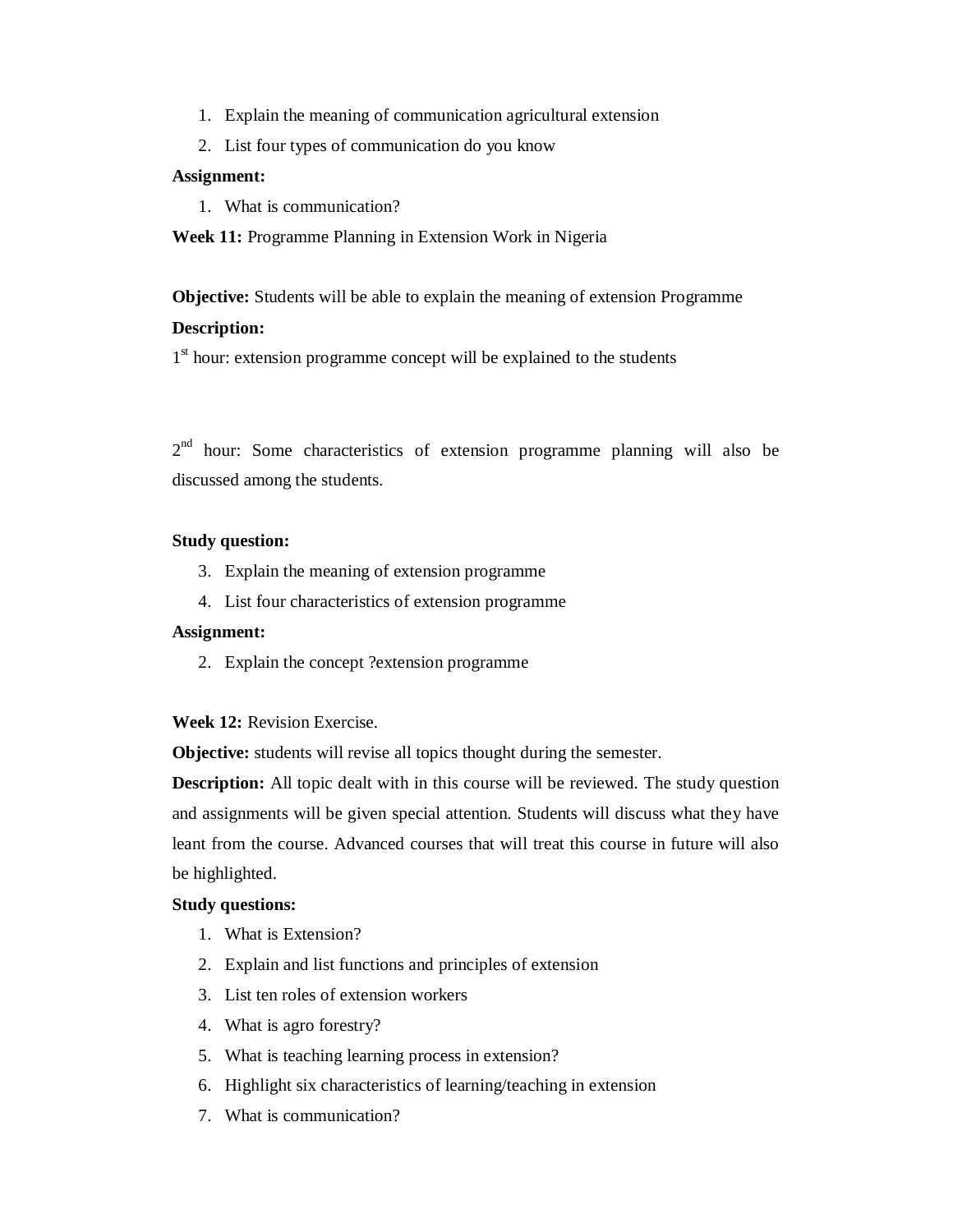1. Explain the meaning of communication agricultural extension
2. List four types of communication do you know

**Assignment:**

1. What is communication?

**Week 11:** Programme Planning in Extension Work in Nigeria

**Objective:** Students will be able to explain the meaning of extension Programme

**Description:**

1st hour: extension programme concept will be explained to the students

2nd hour: Some characteristics of extension programme planning will also be discussed among the students.

**Study question:**

3. Explain the meaning of extension programme
4. List four characteristics of extension programme

**Assignment:**

2. Explain the concept ?extension programme

**Week 12:** Revision Exercise.

**Objective:** students will revise all topics thought during the semester.

**Description:** All topic dealt with in this course will be reviewed. The study question and assignments will be given special attention. Students will discuss what they have leant from the course. Advanced courses that will treat this course in future will also be highlighted.

**Study questions:**

1. What is Extension?
2. Explain and list functions and principles of extension
3. List ten roles of extension workers
4. What is agro forestry?
5. What is teaching learning process in extension?
6. Highlight six characteristics of learning/teaching in extension
7. What is communication?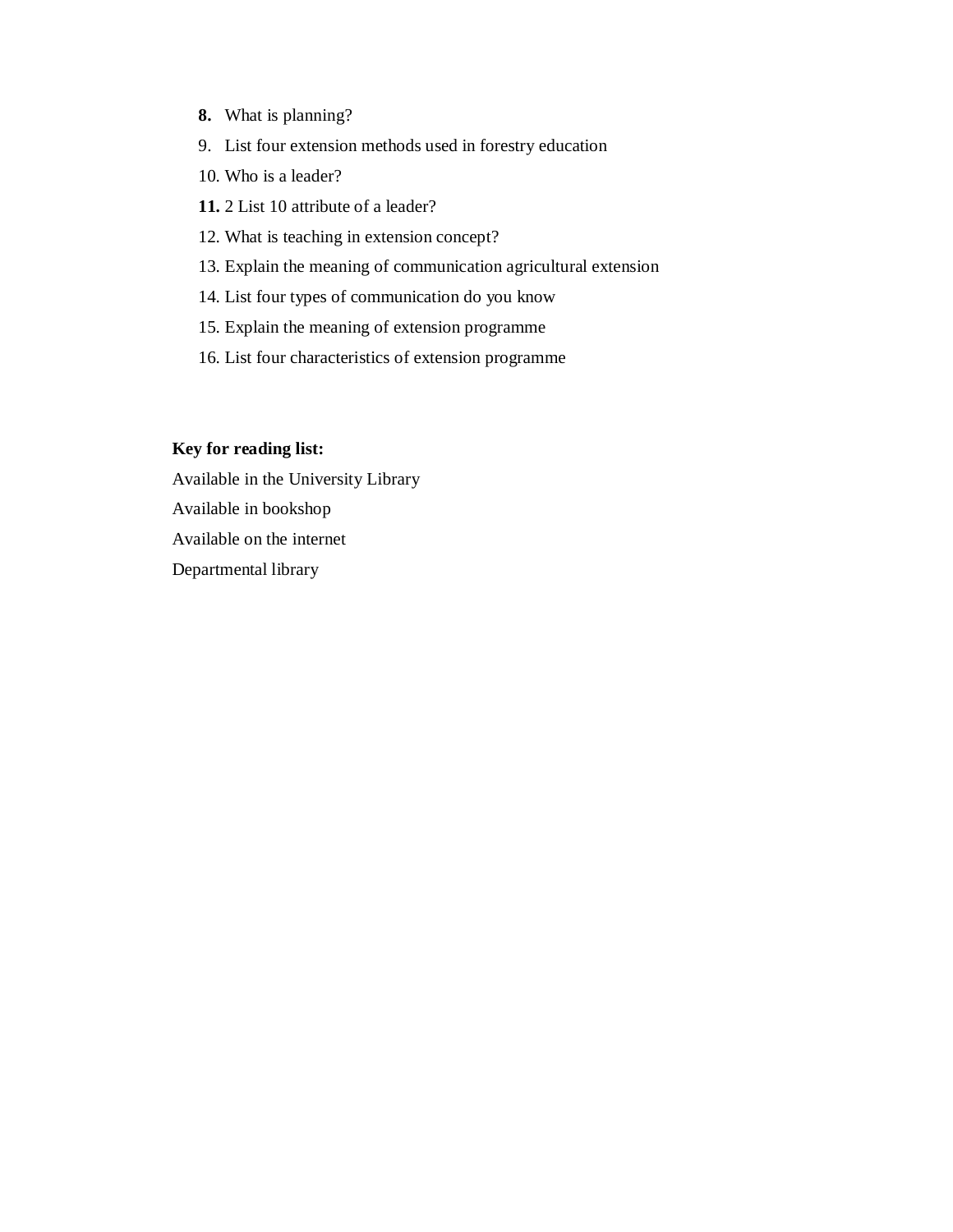8. What is planning?
9. List four extension methods used in forestry education
10. Who is a leader?
11. 2 List 10 attribute of a leader?
12. What is teaching in extension concept?
13. Explain the meaning of communication agricultural extension
14. List four types of communication do you know
15. Explain the meaning of extension programme
16. List four characteristics of extension programme

**Key for reading list:**

Available in the University Library

Available in bookshop

Available on the internet

Departmental library